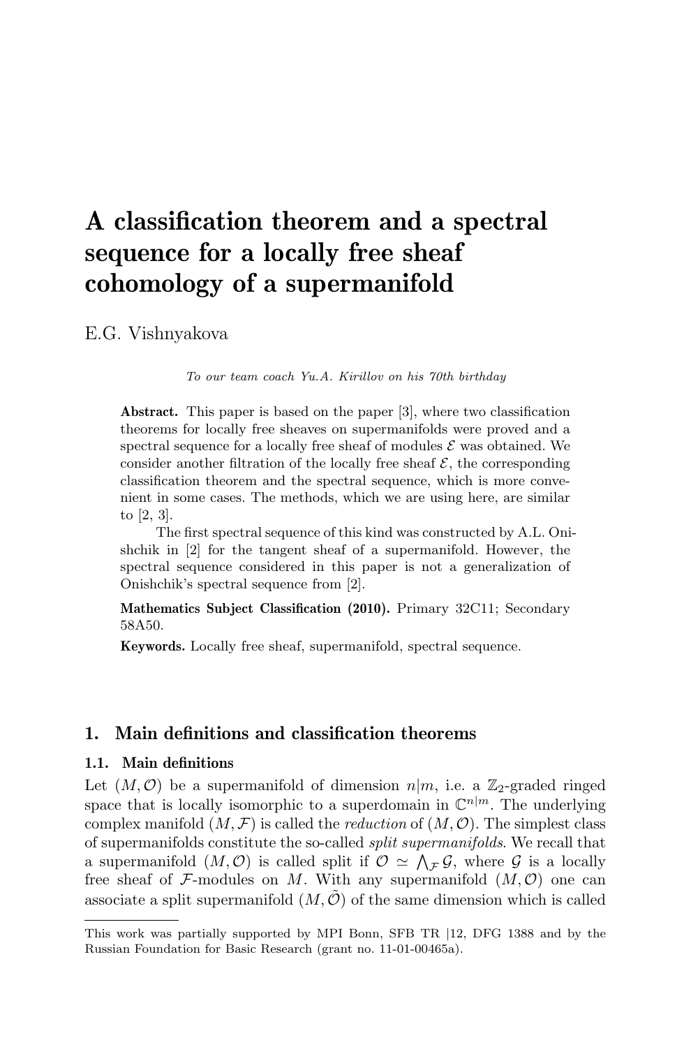# A classification theorem and a spectral sequence for a locally free sheaf cohomology of a supermanifold

E.G. Vishnyakova

*To our team coach Yu.A. Kirillov on his 70th birthday*

**Abstract.** This paper is based on the paper [3], where two classification theorems for locally free sheaves on supermanifolds were proved and a spectral sequence for a locally free sheaf of modules $\mathcal{E}$ was obtained. We consider another filtration of the locally free sheaf $\mathcal{E}$, the corresponding classification theorem and the spectral sequence, which is more convenient in some cases. The methods, which we are using here, are similar to [2, 3].

The first spectral sequence of this kind was constructed by A.L. Onishchik in [2] for the tangent sheaf of a supermanifold. However, the spectral sequence considered in this paper is not a generalization of Onishchik's spectral sequence from [2].

**Mathematics Subject Classification (2010).** Primary 32C11; Secondary 58A50.

**Keywords.** Locally free sheaf, supermanifold, spectral sequence.

## 1. Main definitions and classification theorems

### 1.1. Main definitions

Let $(M, \mathcal{O})$ be a supermanifold of dimension $n|m$, i.e. a $\mathbb{Z}_2$-graded ringed space that is locally isomorphic to a superdomain in $\mathbb{C}^{n|m}$. The underlying complex manifold $(M, \mathcal{F})$ is called the *reduction* of $(M, \mathcal{O})$. The simplest class of supermanifolds constitute the so-called *split supermanifolds*. We recall that a supermanifold $(M, \mathcal{O})$ is called split if $\mathcal{O} \simeq \bigwedge_{\mathcal{F}} \mathcal{G}$, where $\mathcal{G}$ is a locally free sheaf of $\mathcal{F}$-modules on $M$. With any supermanifold $(M, \mathcal{O})$ one can associate a split supermanifold $(M, \tilde{\mathcal{O}})$ of the same dimension which is called

This work was partially supported by MPI Bonn, SFB TR |12, DFG 1388 and by the Russian Foundation for Basic Research (grant no. 11-01-00465a).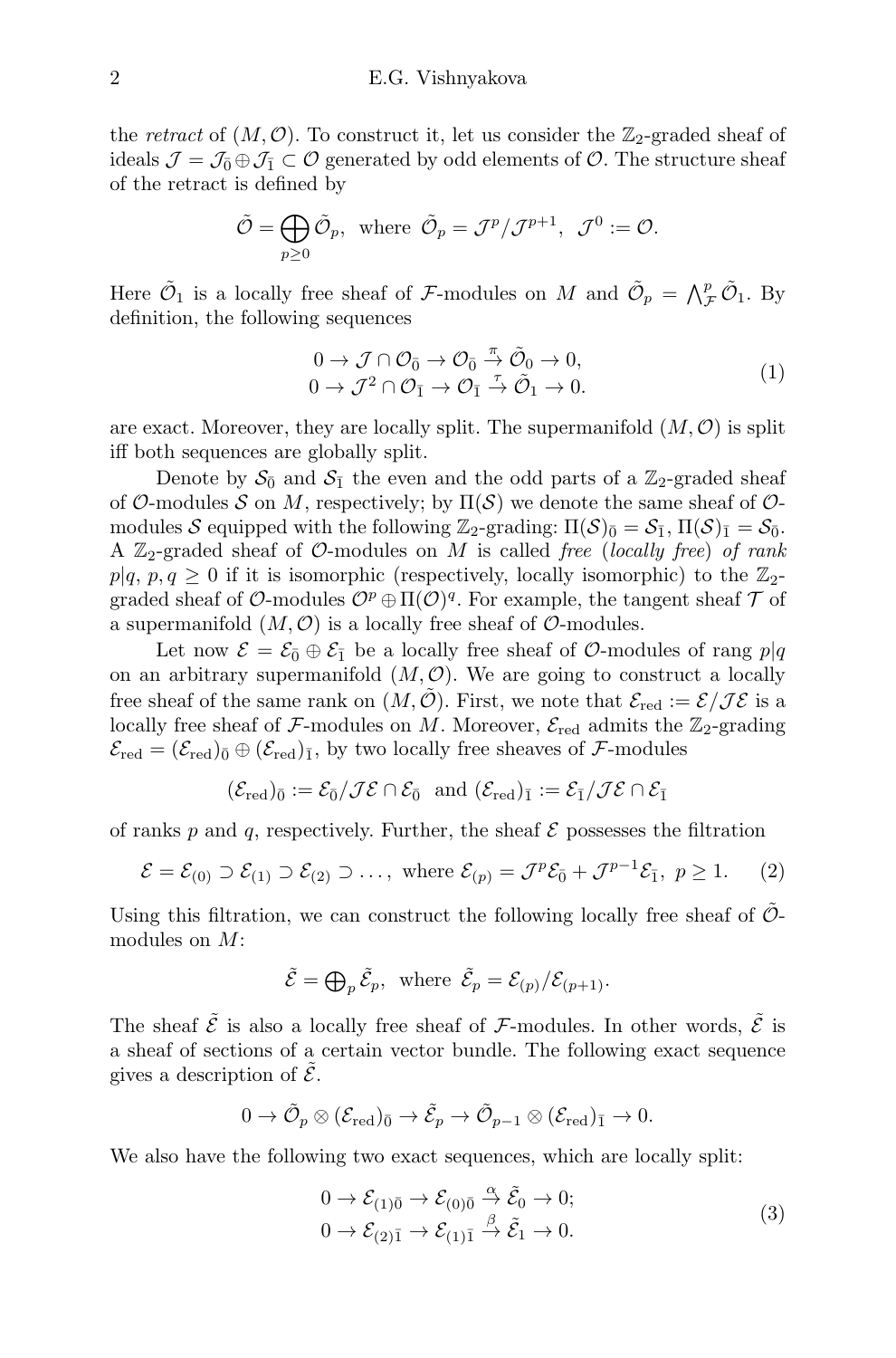the *retract* of $(M,\mathcal{O})$. To construct it, let us consider the $\mathbb{Z}_2$-graded sheaf of ideals $\mathcal{J}=\mathcal{J}_{\bar 0}\oplus\mathcal{J}_{\bar 1}\subset\mathcal{O}$ generated by odd elements of $\mathcal{O}$. The structure sheaf of the retract is defined by

$$\tilde{\mathcal{O}}=\bigoplus_{p\geq 0}\tilde{\mathcal{O}}_p,\ \text{ where }\ \tilde{\mathcal{O}}_p=\mathcal{J}^p/\mathcal{J}^{p+1},\ \ \mathcal{J}^0:=\mathcal{O}.$$

Here $\tilde{\mathcal{O}}_1$ is a locally free sheaf of $\mathcal{F}$-modules on $M$ and $\tilde{\mathcal{O}}_p=\bigwedge_{\mathcal{F}}^p\tilde{\mathcal{O}}_1$. By definition, the following sequences

$$\begin{array}{c} 0\to\mathcal{J}\cap\mathcal{O}_{\bar 0}\to\mathcal{O}_{\bar 0}\xrightarrow{\pi}\tilde{\mathcal{O}}_0\to 0,\\ 0\to\mathcal{J}^2\cap\mathcal{O}_{\bar 1}\to\mathcal{O}_{\bar 1}\xrightarrow{\tau}\tilde{\mathcal{O}}_1\to 0.\end{array}\tag{1}$$

are exact. Moreover, they are locally split. The supermanifold $(M,\mathcal{O})$ is split iff both sequences are globally split.

Denote by $\mathcal{S}_{\bar 0}$ and $\mathcal{S}_{\bar 1}$ the even and the odd parts of a $\mathbb{Z}_2$-graded sheaf of $\mathcal{O}$-modules $\mathcal{S}$ on $M$, respectively; by $\Pi(\mathcal{S})$ we denote the same sheaf of $\mathcal{O}$-modules $\mathcal{S}$ equipped with the following $\mathbb{Z}_2$-grading: $\Pi(\mathcal{S})_{\bar 0}=\mathcal{S}_{\bar 1}$, $\Pi(\mathcal{S})_{\bar 1}=\mathcal{S}_{\bar 0}$. A $\mathbb{Z}_2$-graded sheaf of $\mathcal{O}$-modules on $M$ is called *free* (*locally free*) *of rank* $p|q$, $p,q\geq 0$ if it is isomorphic (respectively, locally isomorphic) to the $\mathbb{Z}_2$-graded sheaf of $\mathcal{O}$-modules $\mathcal{O}^p\oplus\Pi(\mathcal{O})^q$. For example, the tangent sheaf $\mathcal{T}$ of a supermanifold $(M,\mathcal{O})$ is a locally free sheaf of $\mathcal{O}$-modules.

Let now $\mathcal{E}=\mathcal{E}_{\bar 0}\oplus\mathcal{E}_{\bar 1}$ be a locally free sheaf of $\mathcal{O}$-modules of rang $p|q$ on an arbitrary supermanifold $(M,\mathcal{O})$. We are going to construct a locally free sheaf of the same rank on $(M,\tilde{\mathcal{O}})$. First, we note that $\mathcal{E}_{\mathrm{red}}:=\mathcal{E}/\mathcal{J}\mathcal{E}$ is a locally free sheaf of $\mathcal{F}$-modules on $M$. Moreover, $\mathcal{E}_{\mathrm{red}}$ admits the $\mathbb{Z}_2$-grading $\mathcal{E}_{\mathrm{red}}=(\mathcal{E}_{\mathrm{red}})_{\bar 0}\oplus(\mathcal{E}_{\mathrm{red}})_{\bar 1}$, by two locally free sheaves of $\mathcal{F}$-modules

$$(\mathcal{E}_{\mathrm{red}})_{\bar 0}:=\mathcal{E}_{\bar 0}/\mathcal{J}\mathcal{E}\cap\mathcal{E}_{\bar 0}\ \text{ and }(\mathcal{E}_{\mathrm{red}})_{\bar 1}:=\mathcal{E}_{\bar 1}/\mathcal{J}\mathcal{E}\cap\mathcal{E}_{\bar 1}$$

of ranks $p$ and $q$, respectively. Further, the sheaf $\mathcal{E}$ possesses the filtration

$$\mathcal{E}=\mathcal{E}_{(0)}\supset\mathcal{E}_{(1)}\supset\mathcal{E}_{(2)}\supset\ldots,\ \text{where }\mathcal{E}_{(p)}=\mathcal{J}^p\mathcal{E}_{\bar 0}+\mathcal{J}^{p-1}\mathcal{E}_{\bar 1},\ p\geq 1.\tag{2}$$

Using this filtration, we can construct the following locally free sheaf of $\tilde{\mathcal{O}}$-modules on $M$:

$$\tilde{\mathcal{E}}=\bigoplus\nolimits_p\tilde{\mathcal{E}}_p,\ \text{ where }\ \tilde{\mathcal{E}}_p=\mathcal{E}_{(p)}/\mathcal{E}_{(p+1)}.$$

The sheaf $\tilde{\mathcal{E}}$ is also a locally free sheaf of $\mathcal{F}$-modules. In other words, $\tilde{\mathcal{E}}$ is a sheaf of sections of a certain vector bundle. The following exact sequence gives a description of $\tilde{\mathcal{E}}$.

$$0\to\tilde{\mathcal{O}}_p\otimes(\mathcal{E}_{\mathrm{red}})_{\bar 0}\to\tilde{\mathcal{E}}_p\to\tilde{\mathcal{O}}_{p-1}\otimes(\mathcal{E}_{\mathrm{red}})_{\bar 1}\to 0.$$

We also have the following two exact sequences, which are locally split:

$$\begin{array}{c} 0\to\mathcal{E}_{(1)\bar 0}\to\mathcal{E}_{(0)\bar 0}\xrightarrow{\alpha}\tilde{\mathcal{E}}_0\to 0;\\ 0\to\mathcal{E}_{(2)\bar 1}\to\mathcal{E}_{(1)\bar 1}\xrightarrow{\beta}\tilde{\mathcal{E}}_1\to 0.\end{array}\tag{3}$$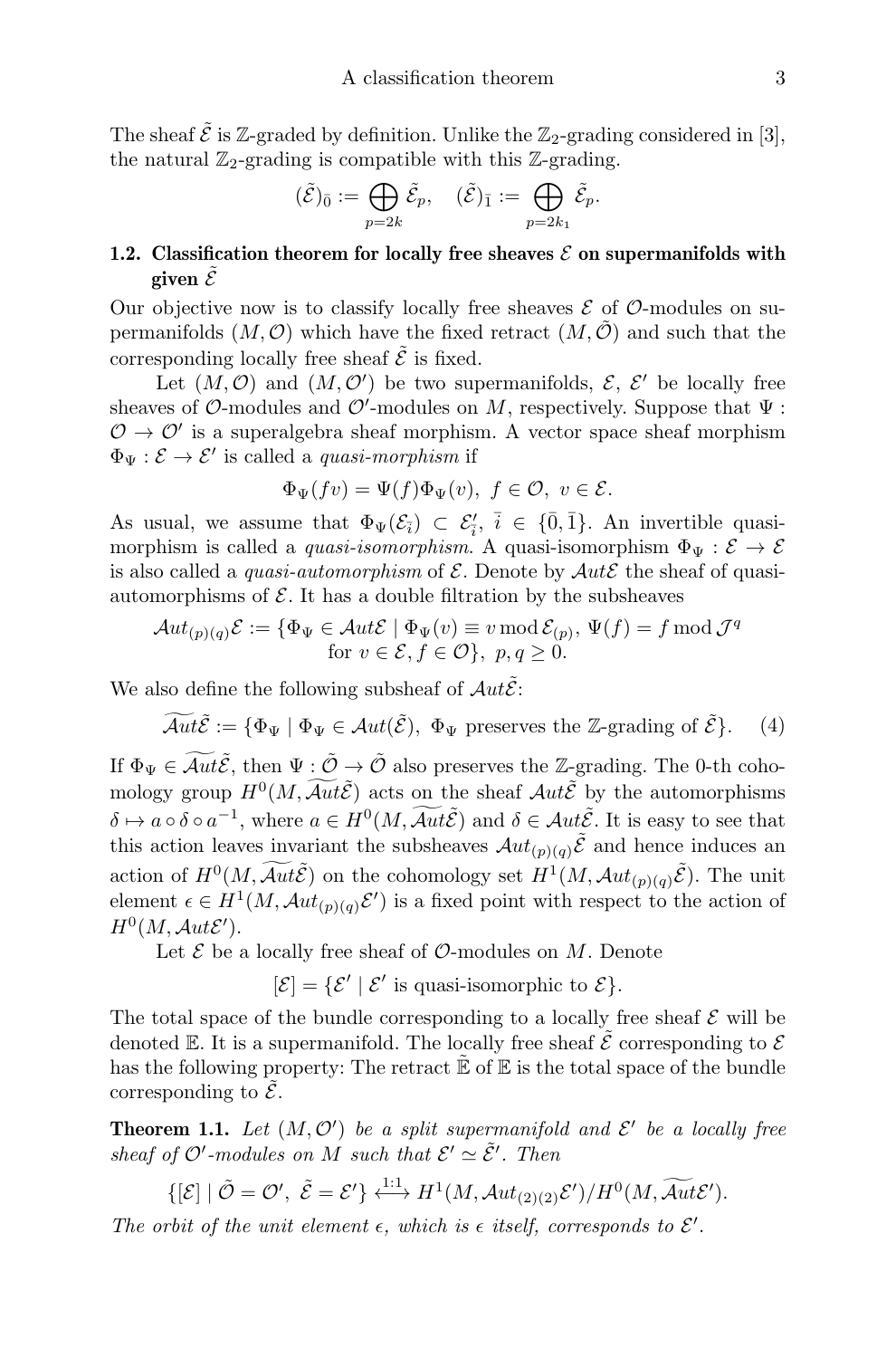The sheaf $\tilde{\mathcal{E}}$ is $\mathbb{Z}$-graded by definition. Unlike the $\mathbb{Z}_2$-grading considered in [3], the natural $\mathbb{Z}_2$-grading is compatible with this $\mathbb{Z}$-grading.

$$(\tilde{\mathcal{E}})_{\bar{0}} := \bigoplus_{p=2k} \tilde{\mathcal{E}}_p, \quad (\tilde{\mathcal{E}})_{\bar{1}} := \bigoplus_{p=2k_1} \tilde{\mathcal{E}}_p.$$

### 1.2. Classification theorem for locally free sheaves $\mathcal{E}$ on supermanifolds with given $\tilde{\mathcal{E}}$

Our objective now is to classify locally free sheaves $\mathcal{E}$ of $\mathcal{O}$-modules on supermanifolds $(M, \mathcal{O})$ which have the fixed retract $(M, \tilde{\mathcal{O}})$ and such that the corresponding locally free sheaf $\tilde{\mathcal{E}}$ is fixed.

Let $(M, \mathcal{O})$ and $(M, \mathcal{O}')$ be two supermanifolds, $\mathcal{E}$, $\mathcal{E}'$ be locally free sheaves of $\mathcal{O}$-modules and $\mathcal{O}'$-modules on $M$, respectively. Suppose that $\Psi : \mathcal{O} \to \mathcal{O}'$ is a superalgebra sheaf morphism. A vector space sheaf morphism $\Phi_\Psi : \mathcal{E} \to \mathcal{E}'$ is called a *quasi-morphism* if

$$\Phi_\Psi(fv) = \Psi(f)\Phi_\Psi(v), \; f \in \mathcal{O}, \; v \in \mathcal{E}.$$

As usual, we assume that $\Phi_\Psi(\mathcal{E}_{\bar{i}}) \subset \mathcal{E}'_{\bar{i}}$, $\bar{i} \in \{\bar{0}, \bar{1}\}$. An invertible quasi-morphism is called a *quasi-isomorphism*. A quasi-isomorphism $\Phi_\Psi : \mathcal{E} \to \mathcal{E}$ is also called a *quasi-automorphism* of $\mathcal{E}$. Denote by $\mathcal{A}ut\mathcal{E}$ the sheaf of quasi-automorphisms of $\mathcal{E}$. It has a double filtration by the subsheaves

$$\mathcal{A}ut_{(p)(q)}\mathcal{E} := \{\Phi_\Psi \in \mathcal{A}ut\mathcal{E} \mid \Phi_\Psi(v) \equiv v \operatorname{mod} \mathcal{E}_{(p)}, \; \Psi(f) = f \operatorname{mod} \mathcal{J}^q \\ \text{for } v \in \mathcal{E}, f \in \mathcal{O}\}, \; p, q \geq 0.$$

We also define the following subsheaf of $\mathcal{A}ut\tilde{\mathcal{E}}$:

$$\widetilde{\mathcal{A}ut}\tilde{\mathcal{E}} := \{\Phi_\Psi \mid \Phi_\Psi \in \mathcal{A}ut(\tilde{\mathcal{E}}), \; \Phi_\Psi \text{ preserves the } \mathbb{Z}\text{-grading of } \tilde{\mathcal{E}}\}. \quad (4)$$

If $\Phi_\Psi \in \widetilde{\mathcal{A}ut}\tilde{\mathcal{E}}$, then $\Psi : \tilde{\mathcal{O}} \to \tilde{\mathcal{O}}$ also preserves the $\mathbb{Z}$-grading. The 0-th cohomology group $H^0(M, \widetilde{\mathcal{A}ut}\tilde{\mathcal{E}})$ acts on the sheaf $\mathcal{A}ut\tilde{\mathcal{E}}$ by the automorphisms $\delta \mapsto a \circ \delta \circ a^{-1}$, where $a \in H^0(M, \widetilde{\mathcal{A}ut}\tilde{\mathcal{E}})$ and $\delta \in \mathcal{A}ut\tilde{\mathcal{E}}$. It is easy to see that this action leaves invariant the subsheaves $\mathcal{A}ut_{(p)(q)}\tilde{\mathcal{E}}$ and hence induces an action of $H^0(M, \widetilde{\mathcal{A}ut}\tilde{\mathcal{E}})$ on the cohomology set $H^1(M, \mathcal{A}ut_{(p)(q)}\tilde{\mathcal{E}})$. The unit element $\epsilon \in H^1(M, \mathcal{A}ut_{(p)(q)}\mathcal{E}')$ is a fixed point with respect to the action of $H^0(M, \mathcal{A}ut\mathcal{E}')$.

Let $\mathcal{E}$ be a locally free sheaf of $\mathcal{O}$-modules on $M$. Denote

$$[\mathcal{E}] = \{\mathcal{E}' \mid \mathcal{E}' \text{ is quasi-isomorphic to } \mathcal{E}\}.$$

The total space of the bundle corresponding to a locally free sheaf $\mathcal{E}$ will be denoted $\mathbb{E}$. It is a supermanifold. The locally free sheaf $\tilde{\mathcal{E}}$ corresponding to $\mathcal{E}$ has the following property: The retract $\tilde{\mathbb{E}}$ of $\mathbb{E}$ is the total space of the bundle corresponding to $\tilde{\mathcal{E}}$.

**Theorem 1.1.** *Let $(M, \mathcal{O}')$ be a split supermanifold and $\mathcal{E}'$ be a locally free sheaf of $\mathcal{O}'$-modules on $M$ such that $\mathcal{E}' \simeq \tilde{\mathcal{E}}'$. Then*

$$\{[\mathcal{E}] \mid \tilde{\mathcal{O}} = \mathcal{O}', \; \tilde{\mathcal{E}} = \mathcal{E}'\} \overset{1:1}{\longleftrightarrow} H^1(M, \mathcal{A}ut_{(2)(2)}\mathcal{E}')/H^0(M, \widetilde{\mathcal{A}ut}\mathcal{E}').$$

*The orbit of the unit element $\epsilon$, which is $\epsilon$ itself, corresponds to $\mathcal{E}'$.*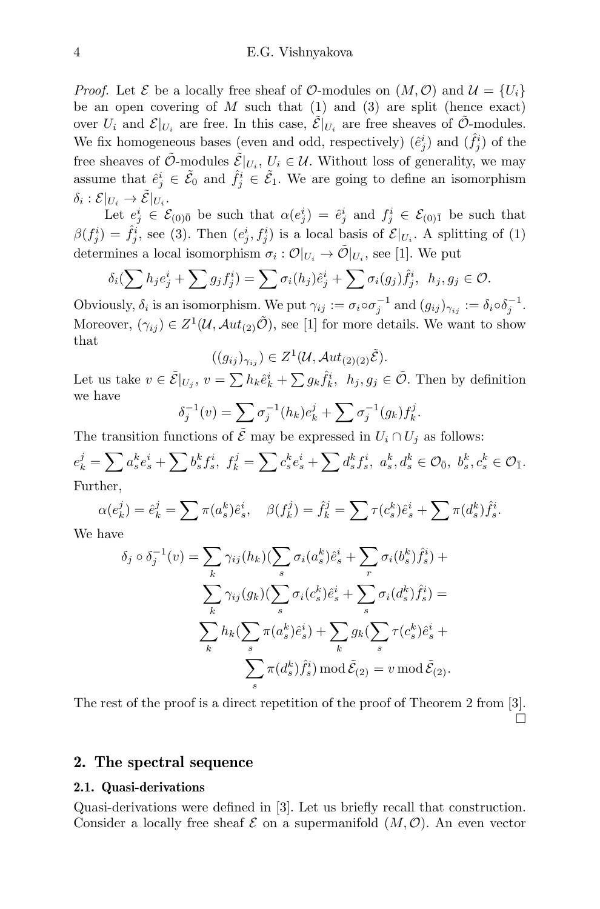*Proof.* Let $\mathcal{E}$ be a locally free sheaf of $\mathcal{O}$-modules on $(M, \mathcal{O})$ and $\mathcal{U} = \{U_i\}$ be an open covering of $M$ such that (1) and (3) are split (hence exact) over $U_i$ and $\mathcal{E}|_{U_i}$ are free. In this case, $\tilde{\mathcal{E}}|_{U_i}$ are free sheaves of $\tilde{\mathcal{O}}$-modules. We fix homogeneous bases (even and odd, respectively) $(\hat{e}^i_j)$ and $(\hat{f}^i_j)$ of the free sheaves of $\tilde{\mathcal{O}}$-modules $\tilde{\mathcal{E}}|_{U_i}$, $U_i \in \mathcal{U}$. Without loss of generality, we may assume that $\hat{e}^i_j \in \tilde{\mathcal{E}}_0$ and $\hat{f}^i_j \in \tilde{\mathcal{E}}_1$. We are going to define an isomorphism $\delta_i : \mathcal{E}|_{U_i} \to \tilde{\mathcal{E}}|_{U_i}$.

Let $e^i_j \in \mathcal{E}_{(0)\bar{0}}$ be such that $\alpha(e^i_j) = \hat{e}^i_j$ and $f^i_j \in \mathcal{E}_{(0)\bar{1}}$ be such that $\beta(f^i_j) = \hat{f}^i_j$, see (3). Then $(e^i_j, f^i_j)$ is a local basis of $\mathcal{E}|_{U_i}$. A splitting of (1) determines a local isomorphism $\sigma_i : \mathcal{O}|_{U_i} \to \tilde{\mathcal{O}}|_{U_i}$, see [1]. We put

$$\delta_i(\sum h_j e^i_j + \sum g_j f^i_j) = \sum \sigma_i(h_j)\hat{e}^i_j + \sum \sigma_i(g_j)\hat{f}^i_j, \;\; h_j, g_j \in \mathcal{O}.$$

Obviously, $\delta_i$ is an isomorphism. We put $\gamma_{ij} := \sigma_i \circ \sigma_j^{-1}$ and $(g_{ij})_{\gamma_{ij}} := \delta_i \circ \delta_j^{-1}$. Moreover, $(\gamma_{ij}) \in Z^1(\mathcal{U}, \mathcal{A}ut_{(2)}\tilde{\mathcal{O}})$, see [1] for more details. We want to show that

$$((g_{ij})_{\gamma_{ij}}) \in Z^1(\mathcal{U}, \mathcal{A}ut_{(2)(2)}\tilde{\mathcal{E}}).$$

Let us take $v \in \tilde{\mathcal{E}}|_{U_j}$, $v = \sum h_k \hat{e}^i_k + \sum g_k \hat{f}^i_k$, $\;h_j, g_j \in \tilde{\mathcal{O}}$. Then by definition we have

$$\delta_j^{-1}(v) = \sum \sigma_j^{-1}(h_k) e^j_k + \sum \sigma_j^{-1}(g_k) f^j_k.$$

The transition functions of $\tilde{\mathcal{E}}$ may be expressed in $U_i \cap U_j$ as follows:

$$e^j_k = \sum a^k_s e^i_s + \sum b^k_s f^i_s, \;\; f^j_k = \sum c^k_s e^i_s + \sum d^k_s f^i_s, \;\; a^k_s, d^k_s \in \mathcal{O}_{\bar{0}}, \;\; b^k_s, c^k_s \in \mathcal{O}_{\bar{1}}.$$

Further,

$$\alpha(e^j_k) = \hat{e}^j_k = \sum \pi(a^k_s)\hat{e}^i_s, \quad \beta(f^j_k) = \hat{f}^j_k = \sum \tau(c^k_s)\hat{e}^i_s + \sum \pi(d^k_s)\hat{f}^i_s.$$

We have

$$\begin{aligned} \delta_j \circ \delta_j^{-1}(v) = &\sum_k \gamma_{ij}(h_k)(\sum_s \sigma_i(a^k_s)\hat{e}^i_s + \sum_r \sigma_i(b^k_s)\hat{f}^i_s) + \\ &\sum_k \gamma_{ij}(g_k)(\sum_s \sigma_i(c^k_s)\hat{e}^i_s + \sum_s \sigma_i(d^k_s)\hat{f}^i_s) = \\ &\sum_k h_k(\sum_s \pi(a^k_s)\hat{e}^i_s) + \sum_k g_k(\sum_s \tau(c^k_s)\hat{e}^i_s + \\ &\sum_s \pi(d^k_s)\hat{f}^i_s) \bmod \tilde{\mathcal{E}}_{(2)} = v \bmod \tilde{\mathcal{E}}_{(2)}. \end{aligned}$$

The rest of the proof is a direct repetition of the proof of Theorem 2 from [3]. $\square$

## 2. The spectral sequence

### 2.1. Quasi-derivations

Quasi-derivations were defined in [3]. Let us briefly recall that construction. Consider a locally free sheaf $\mathcal{E}$ on a supermanifold $(M, \mathcal{O})$. An even vector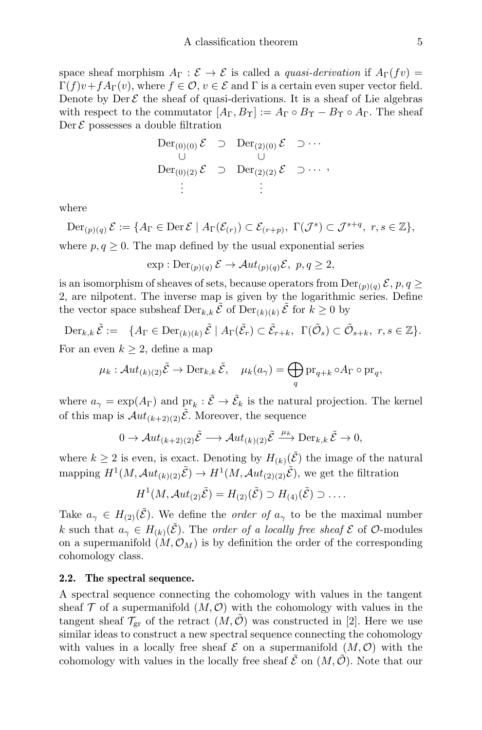space sheaf morphism $A_\Gamma : \mathcal{E} \to \mathcal{E}$ is called a *quasi-derivation* if $A_\Gamma(fv) = \Gamma(f)v + fA_\Gamma(v)$, where $f \in \mathcal{O}$, $v \in \mathcal{E}$ and $\Gamma$ is a certain even super vector field. Denote by $\operatorname{Der}\mathcal{E}$ the sheaf of quasi-derivations. It is a sheaf of Lie algebras with respect to the commutator $[A_\Gamma, B_\Upsilon] := A_\Gamma \circ B_\Upsilon - B_\Upsilon \circ A_\Gamma$. The sheaf $\operatorname{Der}\mathcal{E}$ possesses a double filtration

$$\begin{array}{ccccc}
\operatorname{Der}_{(0)(0)}\mathcal{E} & \supset & \operatorname{Der}_{(2)(0)}\mathcal{E} & \supset \cdots & \\
\cup & & \cup & & \\
\operatorname{Der}_{(0)(2)}\mathcal{E} & \supset & \operatorname{Der}_{(2)(2)}\mathcal{E} & \supset \cdots & , \\
\vdots & & \vdots & &
\end{array}$$

where

$$\operatorname{Der}_{(p)(q)}\mathcal{E} := \{A_\Gamma \in \operatorname{Der}\mathcal{E} \mid A_\Gamma(\mathcal{E}_{(r)}) \subset \mathcal{E}_{(r+p)},\ \Gamma(\mathcal{J}^s) \subset \mathcal{J}^{s+q},\ r, s \in \mathbb{Z}\},$$

where $p, q \geq 0$. The map defined by the usual exponential series

$$\exp : \operatorname{Der}_{(p)(q)}\mathcal{E} \to \mathcal{A}ut_{(p)(q)}\mathcal{E},\ \ p, q \geq 2,$$

is an isomorphism of sheaves of sets, because operators from $\operatorname{Der}_{(p)(q)}\mathcal{E}$, $p, q \geq 2$, are nilpotent. The inverse map is given by the logarithmic series. Define the vector space subsheaf $\operatorname{Der}_{k,k}\tilde{\mathcal{E}}$ of $\operatorname{Der}_{(k)(k)}\tilde{\mathcal{E}}$ for $k \geq 0$ by

$$\operatorname{Der}_{k,k}\tilde{\mathcal{E}} := \ \ \{A_\Gamma \in \operatorname{Der}_{(k)(k)}\tilde{\mathcal{E}} \mid A_\Gamma(\tilde{\mathcal{E}}_r) \subset \tilde{\mathcal{E}}_{r+k},\ \ \Gamma(\tilde{\mathcal{O}}_s) \subset \tilde{\mathcal{O}}_{s+k},\ r, s \in \mathbb{Z}\}.$$

For an even $k \geq 2$, define a map

$$\mu_k : \mathcal{A}ut_{(k)(2)}\tilde{\mathcal{E}} \to \operatorname{Der}_{k,k}\tilde{\mathcal{E}}, \quad \mu_k(a_\gamma) = \bigoplus_q \operatorname{pr}_{q+k} \circ A_\Gamma \circ \operatorname{pr}_q,$$

where $a_\gamma = \exp(A_\Gamma)$ and $\operatorname{pr}_k : \tilde{\mathcal{E}} \to \tilde{\mathcal{E}}_k$ is the natural projection. The kernel of this map is $\mathcal{A}ut_{(k+2)(2)}\tilde{\mathcal{E}}$. Moreover, the sequence

$$0 \to \mathcal{A}ut_{(k+2)(2)}\tilde{\mathcal{E}} \longrightarrow \mathcal{A}ut_{(k)(2)}\tilde{\mathcal{E}} \xrightarrow{\mu_k} \operatorname{Der}_{k,k}\tilde{\mathcal{E}} \to 0,$$

where $k \geq 2$ is even, is exact. Denoting by $H_{(k)}(\tilde{\mathcal{E}})$ the image of the natural mapping $H^1(M, \mathcal{A}ut_{(k)(2)}\tilde{\mathcal{E}}) \to H^1(M, \mathcal{A}ut_{(2)(2)}\tilde{\mathcal{E}})$, we get the filtration

$$H^1(M, \mathcal{A}ut_{(2)}\tilde{\mathcal{E}}) = H_{(2)}(\tilde{\mathcal{E}}) \supset H_{(4)}(\tilde{\mathcal{E}}) \supset \dots.$$

Take $a_\gamma \in H_{(2)}(\tilde{\mathcal{E}})$. We define the *order of* $a_\gamma$ to be the maximal number $k$ such that $a_\gamma \in H_{(k)}(\tilde{\mathcal{E}})$. The *order of a locally free sheaf* $\mathcal{E}$ of $\mathcal{O}$-modules on a supermanifold $(M, \mathcal{O}_M)$ is by definition the order of the corresponding cohomology class.

### 2.2. The spectral sequence.

A spectral sequence connecting the cohomology with values in the tangent sheaf $\mathcal{T}$ of a supermanifold $(M, \mathcal{O})$ with the cohomology with values in the tangent sheaf $\mathcal{T}_{\rm gr}$ of the retract $(M, \tilde{\mathcal{O}})$ was constructed in [2]. Here we use similar ideas to construct a new spectral sequence connecting the cohomology with values in a locally free sheaf $\mathcal{E}$ on a supermanifold $(M, \mathcal{O})$ with the cohomology with values in the locally free sheaf $\tilde{\mathcal{E}}$ on $(M, \tilde{\mathcal{O}})$. Note that our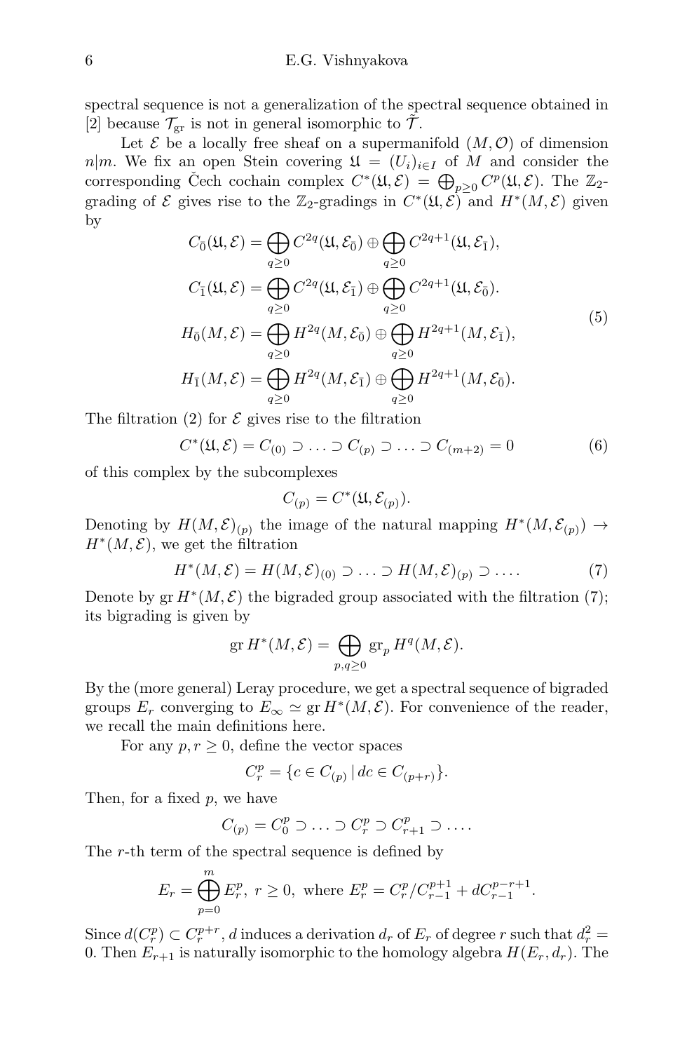spectral sequence is not a generalization of the spectral sequence obtained in [2] because $\mathcal{T}_{\mathrm{gr}}$ is not in general isomorphic to $\tilde{\mathcal{T}}$.

Let $\mathcal{E}$ be a locally free sheaf on a supermanifold $(M, \mathcal{O})$ of dimension $n|m$. We fix an open Stein covering $\mathfrak{U} = (U_i)_{i \in I}$ of $M$ and consider the corresponding Čech cochain complex $C^*(\mathfrak{U}, \mathcal{E}) = \bigoplus_{p \geq 0} C^p(\mathfrak{U}, \mathcal{E})$. The $\mathbb{Z}_2$-grading of $\mathcal{E}$ gives rise to the $\mathbb{Z}_2$-gradings in $C^*(\mathfrak{U}, \mathcal{E})$ and $H^*(M, \mathcal{E})$ given by

$$
\begin{aligned}
C_{\bar{0}}(\mathfrak{U}, \mathcal{E}) &= \bigoplus_{q \geq 0} C^{2q}(\mathfrak{U}, \mathcal{E}_{\bar{0}}) \oplus \bigoplus_{q \geq 0} C^{2q+1}(\mathfrak{U}, \mathcal{E}_{\bar{1}}), \\
C_{\bar{1}}(\mathfrak{U}, \mathcal{E}) &= \bigoplus_{q \geq 0} C^{2q}(\mathfrak{U}, \mathcal{E}_{\bar{1}}) \oplus \bigoplus_{q \geq 0} C^{2q+1}(\mathfrak{U}, \mathcal{E}_{\bar{0}}). \\
H_{\bar{0}}(M, \mathcal{E}) &= \bigoplus_{q \geq 0} H^{2q}(M, \mathcal{E}_{\bar{0}}) \oplus \bigoplus_{q \geq 0} H^{2q+1}(M, \mathcal{E}_{\bar{1}}), \\
H_{\bar{1}}(M, \mathcal{E}) &= \bigoplus_{q \geq 0} H^{2q}(M, \mathcal{E}_{\bar{1}}) \oplus \bigoplus_{q \geq 0} H^{2q+1}(M, \mathcal{E}_{\bar{0}}).
\end{aligned}
\tag{5}
$$

The filtration (2) for $\mathcal{E}$ gives rise to the filtration

$$
C^*(\mathfrak{U}, \mathcal{E}) = C_{(0)} \supset \ldots \supset C_{(p)} \supset \ldots \supset C_{(m+2)} = 0 \tag{6}
$$

of this complex by the subcomplexes

$$
C_{(p)} = C^*(\mathfrak{U}, \mathcal{E}_{(p)}).
$$

Denoting by $H(M, \mathcal{E})_{(p)}$ the image of the natural mapping $H^*(M, \mathcal{E}_{(p)}) \to H^*(M, \mathcal{E})$, we get the filtration

$$
H^*(M, \mathcal{E}) = H(M, \mathcal{E})_{(0)} \supset \ldots \supset H(M, \mathcal{E})_{(p)} \supset \ldots. \tag{7}
$$

Denote by $\operatorname{gr} H^*(M, \mathcal{E})$ the bigraded group associated with the filtration (7); its bigrading is given by

$$
\operatorname{gr} H^*(M, \mathcal{E}) = \bigoplus_{p, q \geq 0} \operatorname{gr}_p H^q(M, \mathcal{E}).
$$

By the (more general) Leray procedure, we get a spectral sequence of bigraded groups $E_r$ converging to $E_\infty \simeq \operatorname{gr} H^*(M, \mathcal{E})$. For convenience of the reader, we recall the main definitions here.

For any $p, r \geq 0$, define the vector spaces

$$
C_r^p = \{c \in C_{(p)} \,|\, dc \in C_{(p+r)}\}.
$$

Then, for a fixed $p$, we have

$$
C_{(p)} = C_0^p \supset \ldots \supset C_r^p \supset C_{r+1}^p \supset \ldots.
$$

The $r$-th term of the spectral sequence is defined by

$$
E_r = \bigoplus_{p=0}^{m} E_r^p, \; r \geq 0, \text{ where } E_r^p = C_r^p / C_{r-1}^{p+1} + dC_{r-1}^{p-r+1}.
$$

Since $d(C_r^p) \subset C_r^{p+r}$, $d$ induces a derivation $d_r$ of $E_r$ of degree $r$ such that $d_r^2 = 0$. Then $E_{r+1}$ is naturally isomorphic to the homology algebra $H(E_r, d_r)$. The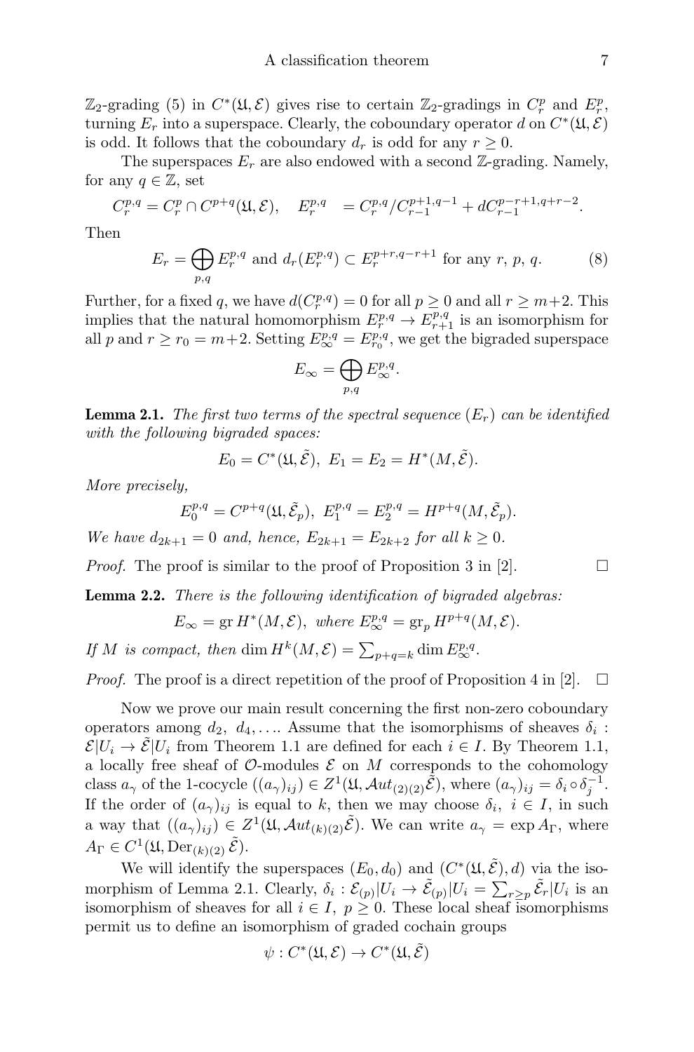$\mathbb{Z}_2$-grading (5) in $C^*(\mathfrak{U}, \mathcal{E})$ gives rise to certain $\mathbb{Z}_2$-gradings in $C_r^p$ and $E_r^p$, turning $E_r$ into a superspace. Clearly, the coboundary operator $d$ on $C^*(\mathfrak{U}, \mathcal{E})$ is odd. It follows that the coboundary $d_r$ is odd for any $r \geq 0$.

The superspaces $E_r$ are also endowed with a second $\mathbb{Z}$-grading. Namely, for any $q \in \mathbb{Z}$, set

$$C_r^{p,q} = C_r^p \cap C^{p+q}(\mathfrak{U}, \mathcal{E}), \quad E_r^{p,q} = C_r^{p,q}/C_{r-1}^{p+1,q-1} + dC_{r-1}^{p-r+1,q+r-2}.$$

Then

$$E_r = \bigoplus_{p,q} E_r^{p,q} \text{ and } d_r(E_r^{p,q}) \subset E_r^{p+r,q-r+1} \text{ for any } r,\, p,\, q. \tag{8}$$

Further, for a fixed $q$, we have $d(C_r^{p,q}) = 0$ for all $p \geq 0$ and all $r \geq m+2$. This implies that the natural homomorphism $E_r^{p,q} \to E_{r+1}^{p,q}$ is an isomorphism for all $p$ and $r \geq r_0 = m+2$. Setting $E_\infty^{p,q} = E_{r_0}^{p,q}$, we get the bigraded superspace

$$E_\infty = \bigoplus_{p,q} E_\infty^{p,q}.$$

**Lemma 2.1.** *The first two terms of the spectral sequence $(E_r)$ can be identified with the following bigraded spaces:*

$$E_0 = C^*(\mathfrak{U}, \tilde{\mathcal{E}}),\ E_1 = E_2 = H^*(M, \tilde{\mathcal{E}}).$$

*More precisely,*

$$E_0^{p,q} = C^{p+q}(\mathfrak{U}, \tilde{\mathcal{E}}_p),\ E_1^{p,q} = E_2^{p,q} = H^{p+q}(M, \tilde{\mathcal{E}}_p).$$

*We have $d_{2k+1} = 0$ and, hence, $E_{2k+1} = E_{2k+2}$ for all $k \geq 0$.*

*Proof.* The proof is similar to the proof of Proposition 3 in [2]. $\square$

**Lemma 2.2.** *There is the following identification of bigraded algebras:*

$$E_\infty = \operatorname{gr} H^*(M, \mathcal{E}),\ \text{where } E_\infty^{p,q} = \operatorname{gr}_p H^{p+q}(M, \mathcal{E}).$$

*If $M$ is compact, then* $\dim H^k(M, \mathcal{E}) = \sum_{p+q=k} \dim E_\infty^{p,q}$.

*Proof.* The proof is a direct repetition of the proof of Proposition 4 in [2]. $\square$

Now we prove our main result concerning the first non-zero coboundary operators among $d_2,\ d_4, \ldots$. Assume that the isomorphisms of sheaves $\delta_i : \mathcal{E}|U_i \to \tilde{\mathcal{E}}|U_i$ from Theorem 1.1 are defined for each $i \in I$. By Theorem 1.1, a locally free sheaf of $\mathcal{O}$-modules $\mathcal{E}$ on $M$ corresponds to the cohomology class $a_\gamma$ of the 1-cocycle $((a_\gamma)_{ij}) \in Z^1(\mathfrak{U}, \mathcal{A}ut_{(2)(2)}\tilde{\mathcal{E}})$, where $(a_\gamma)_{ij} = \delta_i \circ \delta_j^{-1}$. If the order of $(a_\gamma)_{ij}$ is equal to $k$, then we may choose $\delta_i,\ i \in I$, in such a way that $((a_\gamma)_{ij}) \in Z^1(\mathfrak{U}, \mathcal{A}ut_{(k)(2)}\tilde{\mathcal{E}})$. We can write $a_\gamma = \exp A_\Gamma$, where $A_\Gamma \in C^1(\mathfrak{U}, \operatorname{Der}_{(k)(2)} \tilde{\mathcal{E}})$.

We will identify the superspaces $(E_0, d_0)$ and $(C^*(\mathfrak{U}, \tilde{\mathcal{E}}), d)$ via the isomorphism of Lemma 2.1. Clearly, $\delta_i : \mathcal{E}_{(p)}|U_i \to \tilde{\mathcal{E}}_{(p)}|U_i = \sum_{r \geq p} \tilde{\mathcal{E}}_r|U_i$ is an isomorphism of sheaves for all $i \in I,\ p \geq 0$. These local sheaf isomorphisms permit us to define an isomorphism of graded cochain groups

$$\psi : C^*(\mathfrak{U}, \mathcal{E}) \to C^*(\mathfrak{U}, \tilde{\mathcal{E}})$$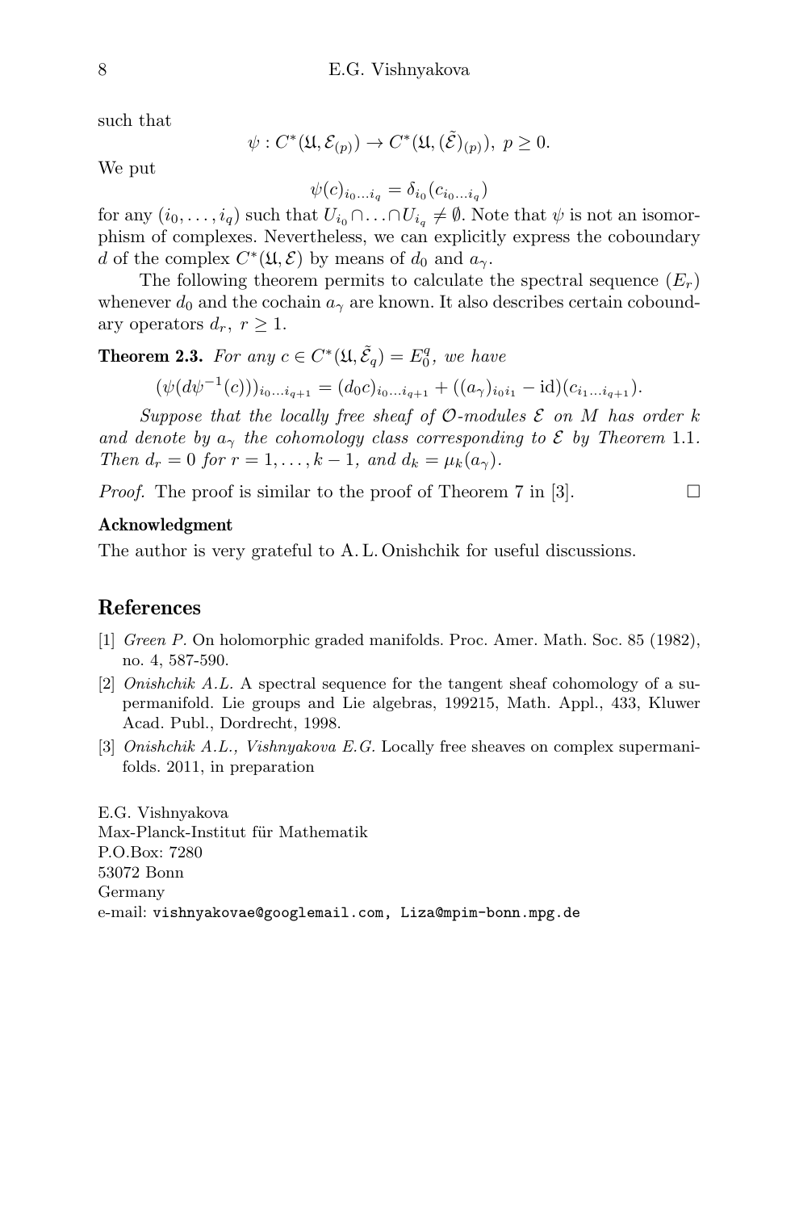such that

$$\psi : C^*(\mathfrak{U}, \mathcal{E}_{(p)}) \to C^*(\mathfrak{U}, (\tilde{\mathcal{E}})_{(p)}),\ p \geq 0.$$

We put

$$\psi(c)_{i_0 \ldots i_q} = \delta_{i_0}(c_{i_0 \ldots i_q})$$

for any $(i_0, \ldots, i_q)$ such that $U_{i_0} \cap \ldots \cap U_{i_q} \neq \emptyset$. Note that $\psi$ is not an isomorphism of complexes. Nevertheless, we can explicitly express the coboundary $d$ of the complex $C^*(\mathfrak{U}, \mathcal{E})$ by means of $d_0$ and $a_\gamma$.

The following theorem permits to calculate the spectral sequence $(E_r)$ whenever $d_0$ and the cochain $a_\gamma$ are known. It also describes certain coboundary operators $d_r,\ r \geq 1$.

**Theorem 2.3.** *For any $c \in C^*(\mathfrak{U}, \tilde{\mathcal{E}}_q) = E_0^q$, we have*

$$(\psi(d\psi^{-1}(c)))_{i_0 \ldots i_{q+1}} = (d_0 c)_{i_0 \ldots i_{q+1}} + ((a_\gamma)_{i_0 i_1} - \mathrm{id})(c_{i_1 \ldots i_{q+1}}).$$

*Suppose that the locally free sheaf of $\mathcal{O}$-modules $\mathcal{E}$ on $M$ has order $k$ and denote by $a_\gamma$ the cohomology class corresponding to $\mathcal{E}$ by Theorem 1.1. Then $d_r = 0$ for $r = 1, \ldots, k-1$, and $d_k = \mu_k(a_\gamma)$.*

*Proof.* The proof is similar to the proof of Theorem 7 in [3]. □

**Acknowledgment**

The author is very grateful to A. L. Onishchik for useful discussions.

## References

[1] *Green P.* On holomorphic graded manifolds. Proc. Amer. Math. Soc. 85 (1982), no. 4, 587-590.

[2] *Onishchik A.L.* A spectral sequence for the tangent sheaf cohomology of a supermanifold. Lie groups and Lie algebras, 199215, Math. Appl., 433, Kluwer Acad. Publ., Dordrecht, 1998.

[3] *Onishchik A.L., Vishnyakova E.G.* Locally free sheaves on complex supermanifolds. 2011, in preparation

E.G. Vishnyakova
Max-Planck-Institut für Mathematik
P.O.Box: 7280
53072 Bonn
Germany
e-mail: vishnyakovae@googlemail.com, Liza@mpim-bonn.mpg.de